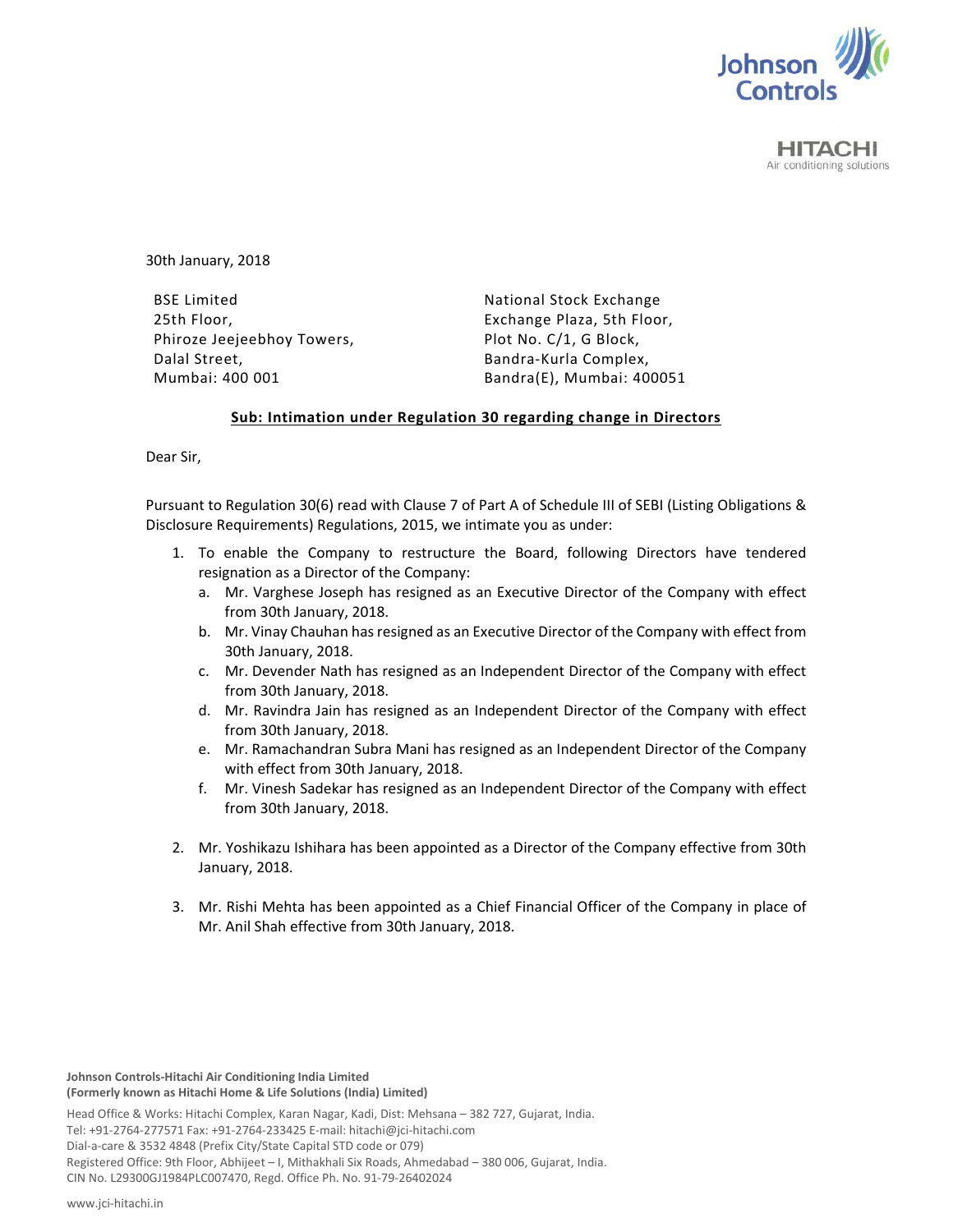Johnson Controls

HITACHI
Air conditioning solutions

30th January, 2018

BSE Limited
25th Floor,
Phiroze Jeejeebhoy Towers,
Dalal Street,
Mumbai: 400 001

National Stock Exchange
Exchange Plaza, 5th Floor,
Plot No. C/1, G Block,
Bandra-Kurla Complex,
Bandra(E), Mumbai: 400051

**Sub: Intimation under Regulation 30 regarding change in Directors**

Dear Sir,

Pursuant to Regulation 30(6) read with Clause 7 of Part A of Schedule III of SEBI (Listing Obligations & Disclosure Requirements) Regulations, 2015, we intimate you as under:

1. To enable the Company to restructure the Board, following Directors have tendered resignation as a Director of the Company:
   a. Mr. Varghese Joseph has resigned as an Executive Director of the Company with effect from 30th January, 2018.
   b. Mr. Vinay Chauhan has resigned as an Executive Director of the Company with effect from 30th January, 2018.
   c. Mr. Devender Nath has resigned as an Independent Director of the Company with effect from 30th January, 2018.
   d. Mr. Ravindra Jain has resigned as an Independent Director of the Company with effect from 30th January, 2018.
   e. Mr. Ramachandran Subra Mani has resigned as an Independent Director of the Company with effect from 30th January, 2018.
   f. Mr. Vinesh Sadekar has resigned as an Independent Director of the Company with effect from 30th January, 2018.

2. Mr. Yoshikazu Ishihara has been appointed as a Director of the Company effective from 30th January, 2018.

3. Mr. Rishi Mehta has been appointed as a Chief Financial Officer of the Company in place of Mr. Anil Shah effective from 30th January, 2018.

**Johnson Controls-Hitachi Air Conditioning India Limited**
**(Formerly known as Hitachi Home & Life Solutions (India) Limited)**

Head Office & Works: Hitachi Complex, Karan Nagar, Kadi, Dist: Mehsana – 382 727, Gujarat, India.
Tel: +91-2764-277571 Fax: +91-2764-233425 E-mail: hitachi@jci-hitachi.com
Dial-a-care & 3532 4848 (Prefix City/State Capital STD code or 079)
Registered Office: 9th Floor, Abhijeet – I, Mithakhali Six Roads, Ahmedabad – 380 006, Gujarat, India.
CIN No. L29300GJ1984PLC007470, Regd. Office Ph. No. 91-79-26402024

www.jci-hitachi.in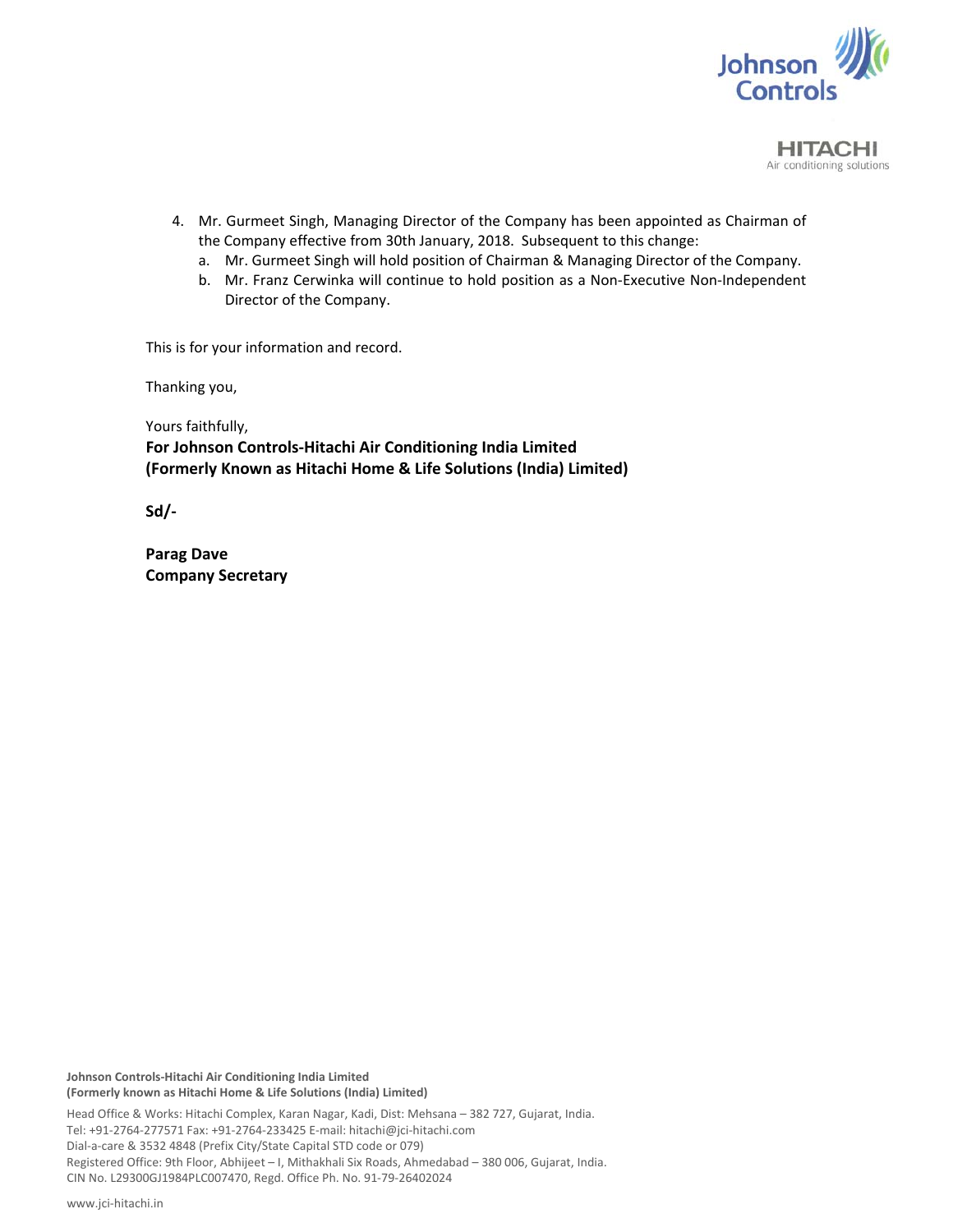4. Mr. Gurmeet Singh, Managing Director of the Company has been appointed as Chairman of the Company effective from 30th January, 2018. Subsequent to this change:
   a. Mr. Gurmeet Singh will hold position of Chairman & Managing Director of the Company.
   b. Mr. Franz Cerwinka will continue to hold position as a Non-Executive Non-Independent Director of the Company.

This is for your information and record.

Thanking you,

Yours faithfully,

**For Johnson Controls-Hitachi Air Conditioning India Limited**
**(Formerly Known as Hitachi Home & Life Solutions (India) Limited)**

**Sd/-**

**Parag Dave**
**Company Secretary**

**Johnson Controls-Hitachi Air Conditioning India Limited**
**(Formerly known as Hitachi Home & Life Solutions (India) Limited)**

Head Office & Works: Hitachi Complex, Karan Nagar, Kadi, Dist: Mehsana – 382 727, Gujarat, India.
Tel: +91-2764-277571 Fax: +91-2764-233425 E-mail: hitachi@jci-hitachi.com
Dial-a-care & 3532 4848 (Prefix City/State Capital STD code or 079)
Registered Office: 9th Floor, Abhijeet – I, Mithakhali Six Roads, Ahmedabad – 380 006, Gujarat, India.
CIN No. L29300GJ1984PLC007470, Regd. Office Ph. No. 91-79-26402024

www.jci-hitachi.in